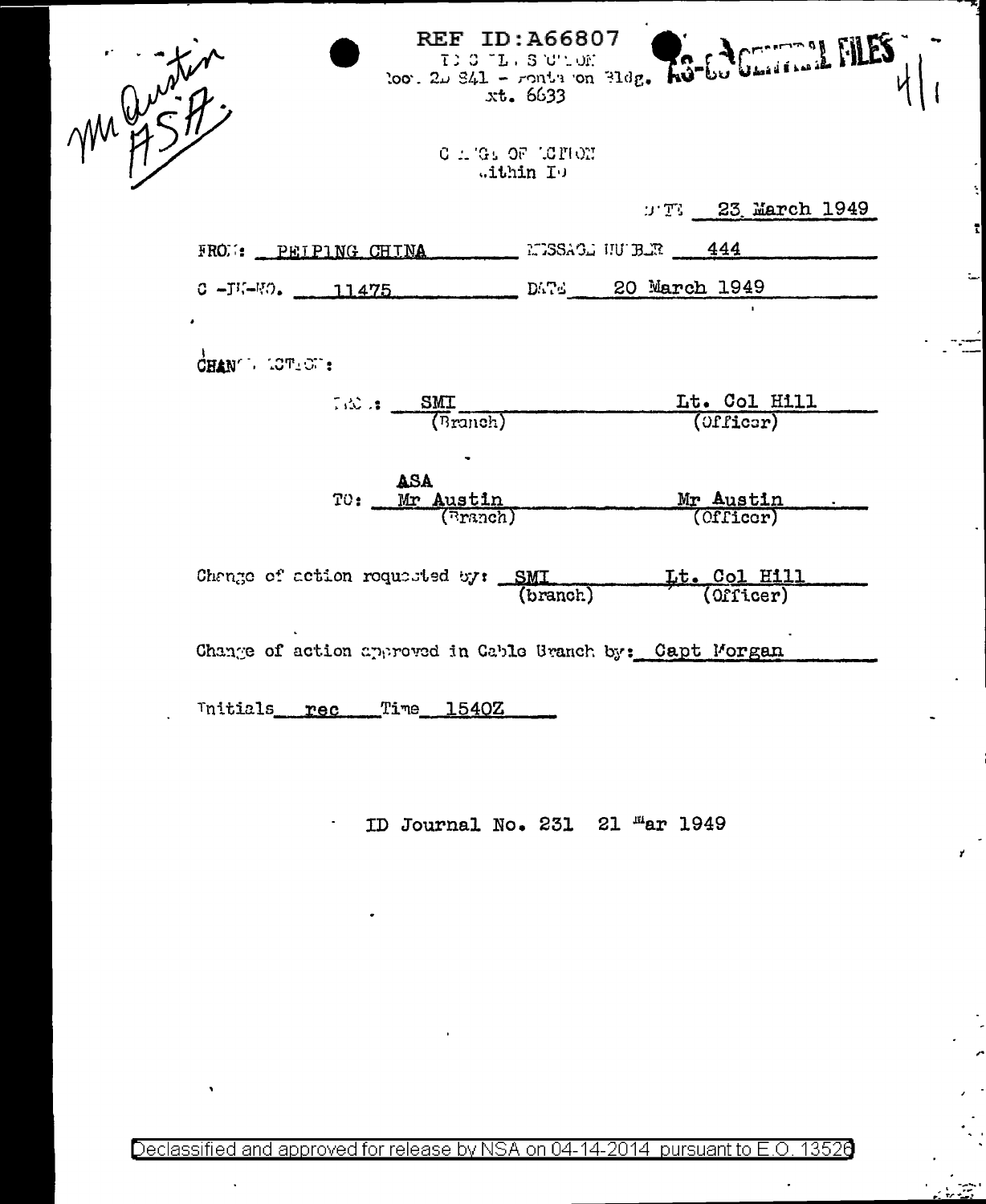Mr Austin
ASA.

REF ID:A66807

IDC TL SECTION
Room 2D 841 - Pentagon Bldg.
Ext. 6633

AS-CC CENTRAL FILES

CHANGE OF ACTION
within ID

DATE 23 March 1949

FROM: PEIPING CHINA MESSAGE NUMBER 444

C-IN-NO. 11475 DATE 20 March 1949

CHANGE ACTION:

FROM: SMI (Branch) Lt. Col Hill (Officer)

TO: ASA Mr Austin (Branch) Mr Austin (Officer)

Change of action requested by: SMI (branch) Lt. Col Hill (Officer)

Change of action approved in Cable Branch by: Capt Morgan

Initials rec Time 1540Z

ID Journal No. 231 21 Mar 1949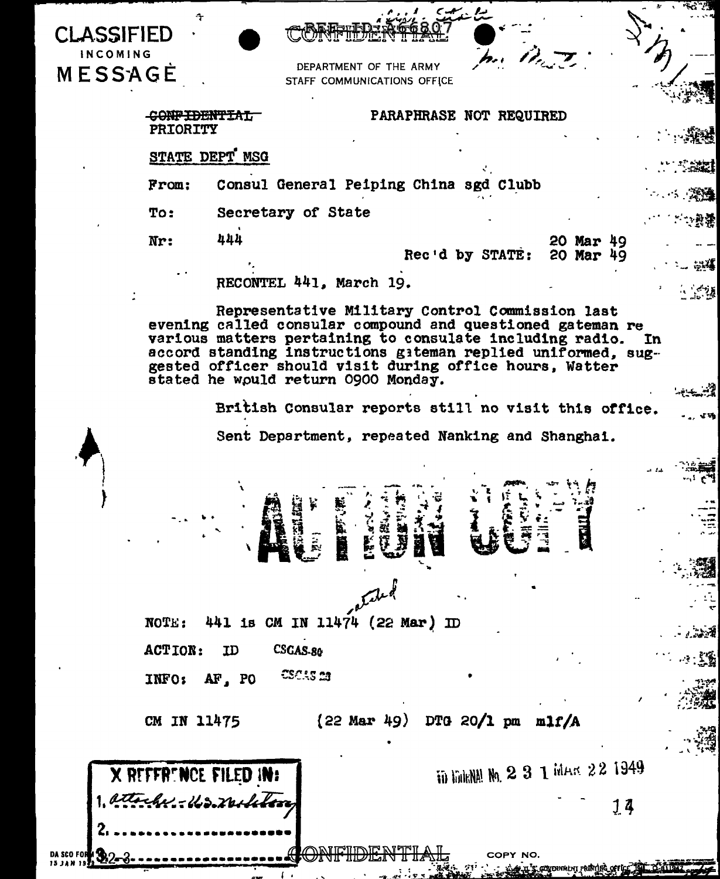**CLASSIFIED**
INCOMING
**MESSAGE**

CONFIDENTIAL

DEPARTMENT OF THE ARMY
STAFF COMMUNICATIONS OFFICE

~~CONFIDENTIAL~~
PRIORITY

PARAPHRASE NOT REQUIRED

STATE DEPT MSG

From: Consul General Peiping China sgd Clubb

To: Secretary of State

Nr: 444

20 Mar 49
Rec'd by STATE: 20 Mar 49

RECONTEL 441, March 19.

Representative Military Control Commission last evening called consular compound and questioned gateman re various matters pertaining to consulate including radio. In accord standing instructions gateman replied uniformed, suggested officer should visit during office hours, Watter stated he would return 0900 Monday.

British Consular reports still no visit this office.

Sent Department, repeated Nanking and Shanghai.

ACTION COPY

NOTE: 441 is CM IN 11474 (22 Mar) ID

ACTION: ID CSCAS-80

INFO: AF, PO CSCAS 23

CM IN 11475 (22 Mar 49) DTG 20/1 pm mlf/A

X REFERENCE FILED IN:
1. attache - U.S. military
2. ........................

ID JOURNAL No. 2 3 1 MAR 22 1949

14

DA SCO FORM 32-3
15 JAN 1949

CONFIDENTIAL

COPY NO.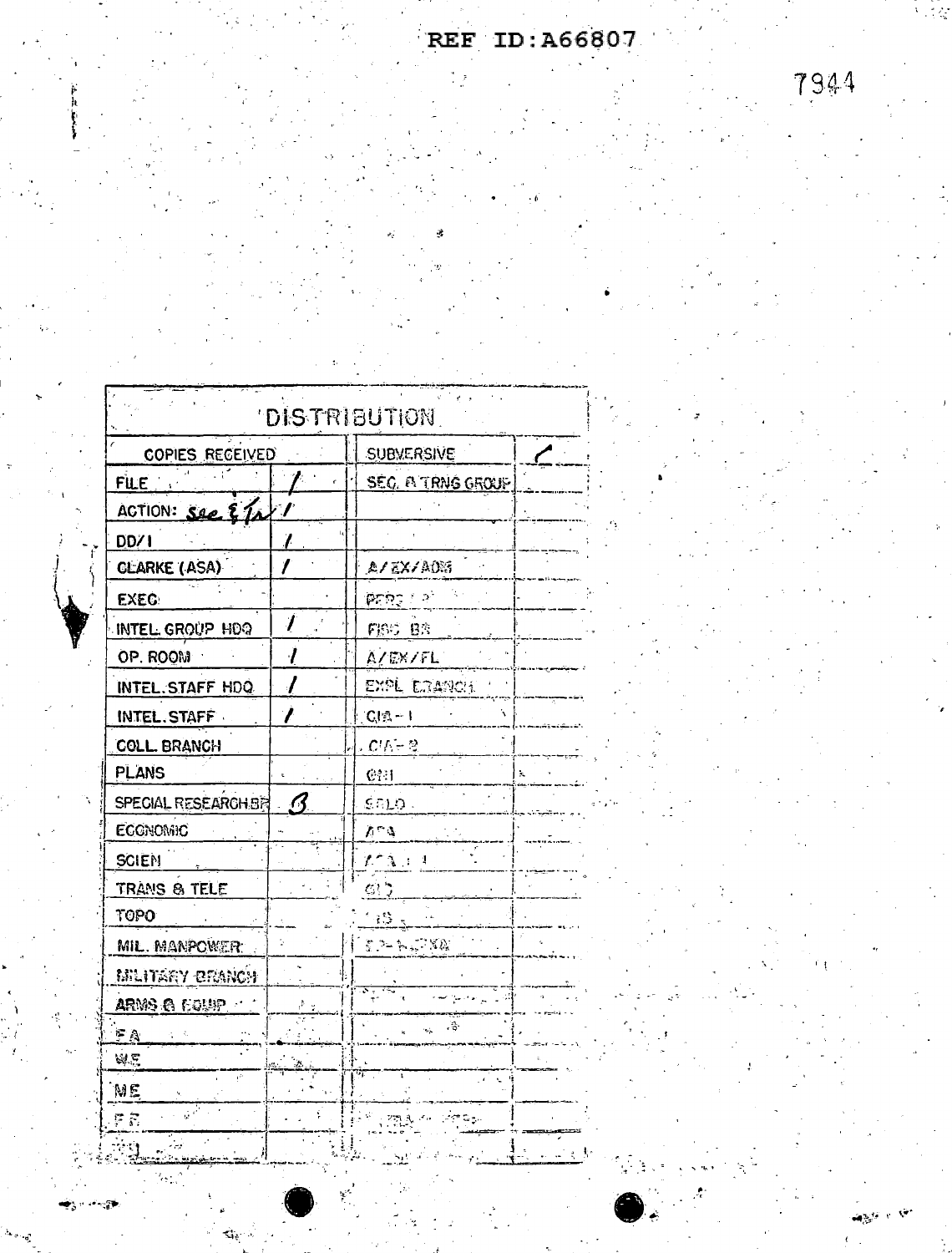REF ID:A66807

7944

| DISTRIBUTION | | | |
|---|---|---|---|
| COPIES RECEIVED | | SUBVERSIVE | ✓ |
| FILE | / | SEC. & TRNG GROUP | |
| ACTION: See & Tr | / | | |
| DD/I | / | | |
| CLARKE (ASA) | / | A/EX/AOS | |
| EXEC | | PERS | |
| INTEL. GROUP HDQ | / | FISC BR | |
| OP. ROOM | / | A/EX/FL | |
| INTEL. STAFF HDQ | / | EXPL BRANCH | |
| INTEL. STAFF | / | CIA-1 | |
| COLL. BRANCH | | CIA-2 | |
| PLANS | | ONI | |
| SPECIAL RESEARCH BR | 3 | SSLO | |
| ECONOMIC | | AFSA | |
| SCIEN | | | |
| TRANS & TELE | | G2 | |
| TOPO | | | |
| MIL. MANPOWER | | | |
| MILITARY BRANCH | | | |
| ARMS & EQUIP | | | |
| FA | | | |
| WE | | | |
| ME | | | |
| FE | | | |